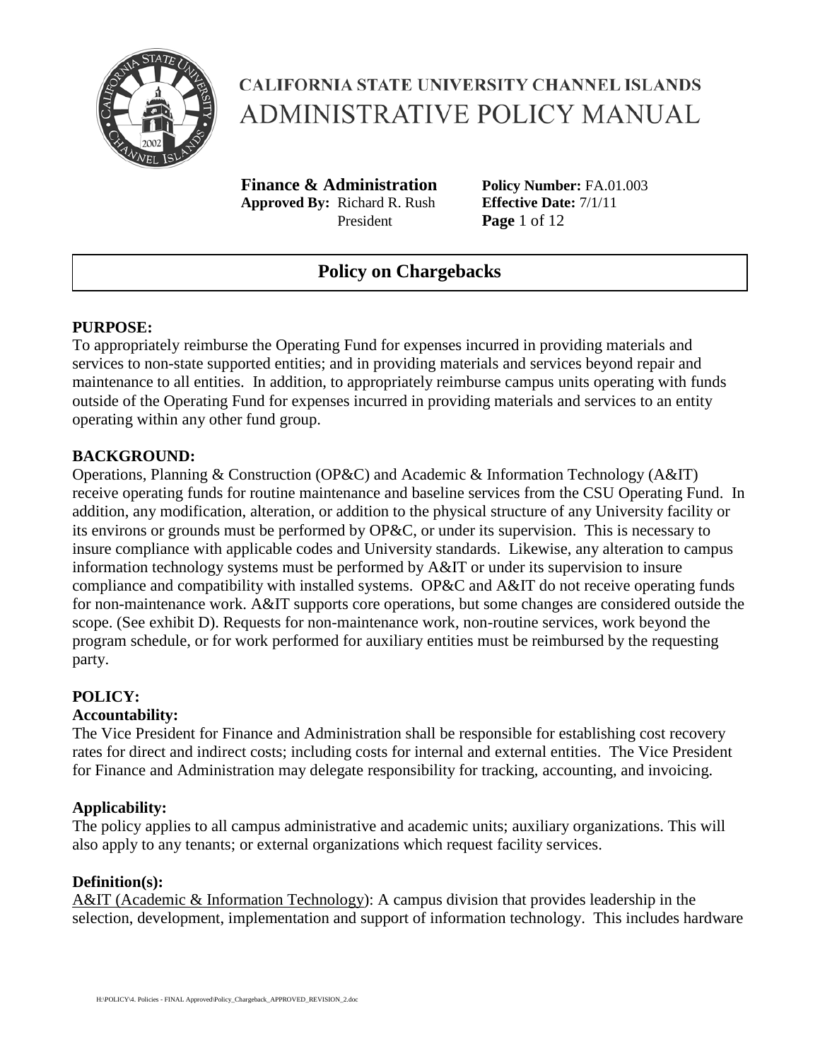# CALIFORNIA STATE UNIVERSITY CHANNEL ISLANDS
# ADMINISTRATIVE POLICY MANUAL

**Finance & Administration**
**Approved By:** Richard R. Rush
President

**Policy Number:** FA.01.003
**Effective Date:** 7/1/11

## Policy on Chargebacks

**PURPOSE:**
To appropriately reimburse the Operating Fund for expenses incurred in providing materials and services to non-state supported entities; and in providing materials and services beyond repair and maintenance to all entities. In addition, to appropriately reimburse campus units operating with funds outside of the Operating Fund for expenses incurred in providing materials and services to an entity operating within any other fund group.

**BACKGROUND:**
Operations, Planning & Construction (OP&C) and Academic & Information Technology (A&IT) receive operating funds for routine maintenance and baseline services from the CSU Operating Fund. In addition, any modification, alteration, or addition to the physical structure of any University facility or its environs or grounds must be performed by OP&C, or under its supervision. This is necessary to insure compliance with applicable codes and University standards. Likewise, any alteration to campus information technology systems must be performed by A&IT or under its supervision to insure compliance and compatibility with installed systems. OP&C and A&IT do not receive operating funds for non-maintenance work. A&IT supports core operations, but some changes are considered outside the scope. (See exhibit D). Requests for non-maintenance work, non-routine services, work beyond the program schedule, or for work performed for auxiliary entities must be reimbursed by the requesting party.

**POLICY:**

**Accountability:**
The Vice President for Finance and Administration shall be responsible for establishing cost recovery rates for direct and indirect costs; including costs for internal and external entities. The Vice President for Finance and Administration may delegate responsibility for tracking, accounting, and invoicing.

**Applicability:**
The policy applies to all campus administrative and academic units; auxiliary organizations. This will also apply to any tenants; or external organizations which request facility services.

**Definition(s):**
A&IT (Academic & Information Technology): A campus division that provides leadership in the selection, development, implementation and support of information technology. This includes hardware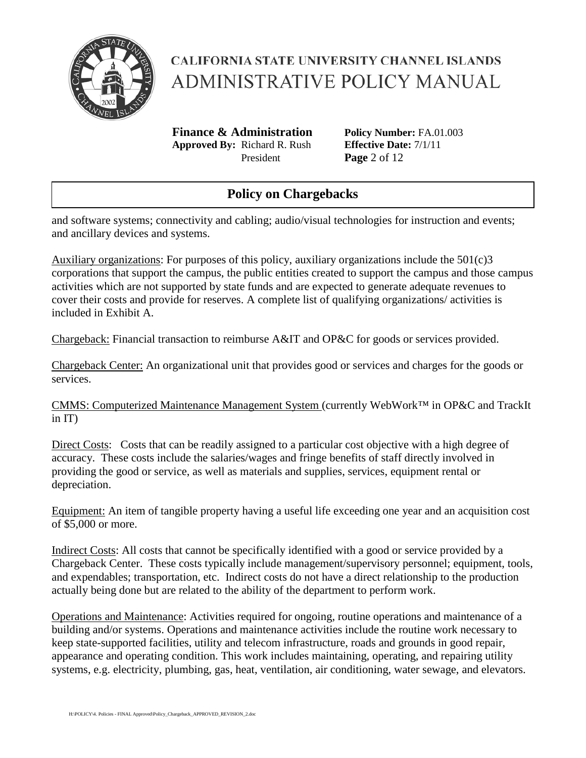and software systems; connectivity and cabling; audio/visual technologies for instruction and events; and ancillary devices and systems.

Auxiliary organizations: For purposes of this policy, auxiliary organizations include the 501(c)3 corporations that support the campus, the public entities created to support the campus and those campus activities which are not supported by state funds and are expected to generate adequate revenues to cover their costs and provide for reserves. A complete list of qualifying organizations/ activities is included in Exhibit A.

Chargeback: Financial transaction to reimburse A&IT and OP&C for goods or services provided.

Chargeback Center: An organizational unit that provides good or services and charges for the goods or services.

CMMS: Computerized Maintenance Management System (currently WebWork™ in OP&C and TrackIt in IT)

Direct Costs: Costs that can be readily assigned to a particular cost objective with a high degree of accuracy. These costs include the salaries/wages and fringe benefits of staff directly involved in providing the good or service, as well as materials and supplies, services, equipment rental or depreciation.

Equipment: An item of tangible property having a useful life exceeding one year and an acquisition cost of $5,000 or more.

Indirect Costs: All costs that cannot be specifically identified with a good or service provided by a Chargeback Center. These costs typically include management/supervisory personnel; equipment, tools, and expendables; transportation, etc. Indirect costs do not have a direct relationship to the production actually being done but are related to the ability of the department to perform work.

Operations and Maintenance: Activities required for ongoing, routine operations and maintenance of a building and/or systems. Operations and maintenance activities include the routine work necessary to keep state-supported facilities, utility and telecom infrastructure, roads and grounds in good repair, appearance and operating condition. This work includes maintaining, operating, and repairing utility systems, e.g. electricity, plumbing, gas, heat, ventilation, air conditioning, water sewage, and elevators.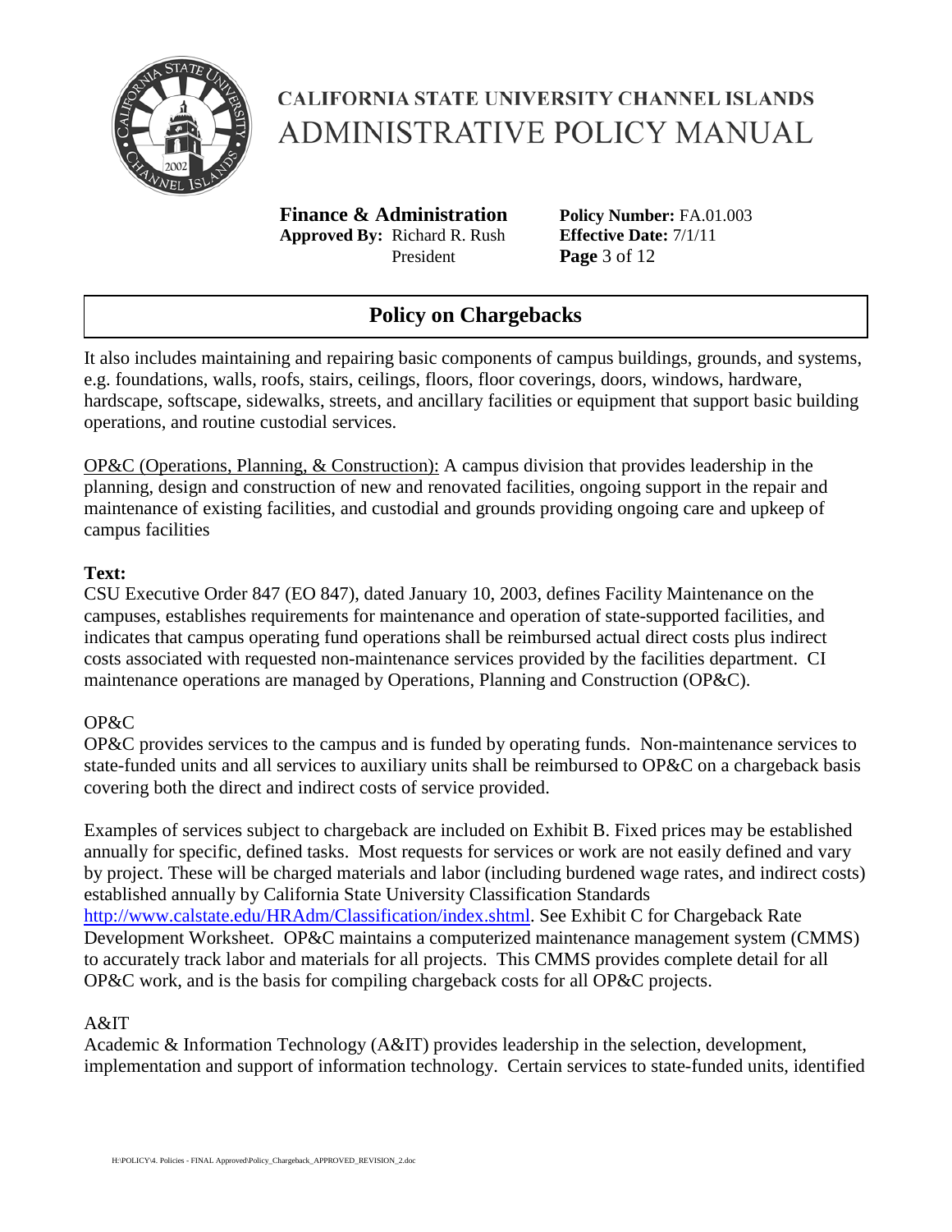It also includes maintaining and repairing basic components of campus buildings, grounds, and systems, e.g. foundations, walls, roofs, stairs, ceilings, floors, floor coverings, doors, windows, hardware, hardscape, softscape, sidewalks, streets, and ancillary facilities or equipment that support basic building operations, and routine custodial services.

OP&C (Operations, Planning, & Construction): A campus division that provides leadership in the planning, design and construction of new and renovated facilities, ongoing support in the repair and maintenance of existing facilities, and custodial and grounds providing ongoing care and upkeep of campus facilities

**Text:**

CSU Executive Order 847 (EO 847), dated January 10, 2003, defines Facility Maintenance on the campuses, establishes requirements for maintenance and operation of state-supported facilities, and indicates that campus operating fund operations shall be reimbursed actual direct costs plus indirect costs associated with requested non-maintenance services provided by the facilities department. CI maintenance operations are managed by Operations, Planning and Construction (OP&C).

OP&C

OP&C provides services to the campus and is funded by operating funds. Non-maintenance services to state-funded units and all services to auxiliary units shall be reimbursed to OP&C on a chargeback basis covering both the direct and indirect costs of service provided.

Examples of services subject to chargeback are included on Exhibit B. Fixed prices may be established annually for specific, defined tasks. Most requests for services or work are not easily defined and vary by project. These will be charged materials and labor (including burdened wage rates, and indirect costs) established annually by California State University Classification Standards http://www.calstate.edu/HRAdm/Classification/index.shtml. See Exhibit C for Chargeback Rate Development Worksheet. OP&C maintains a computerized maintenance management system (CMMS) to accurately track labor and materials for all projects. This CMMS provides complete detail for all OP&C work, and is the basis for compiling chargeback costs for all OP&C projects.

A&IT

Academic & Information Technology (A&IT) provides leadership in the selection, development, implementation and support of information technology. Certain services to state-funded units, identified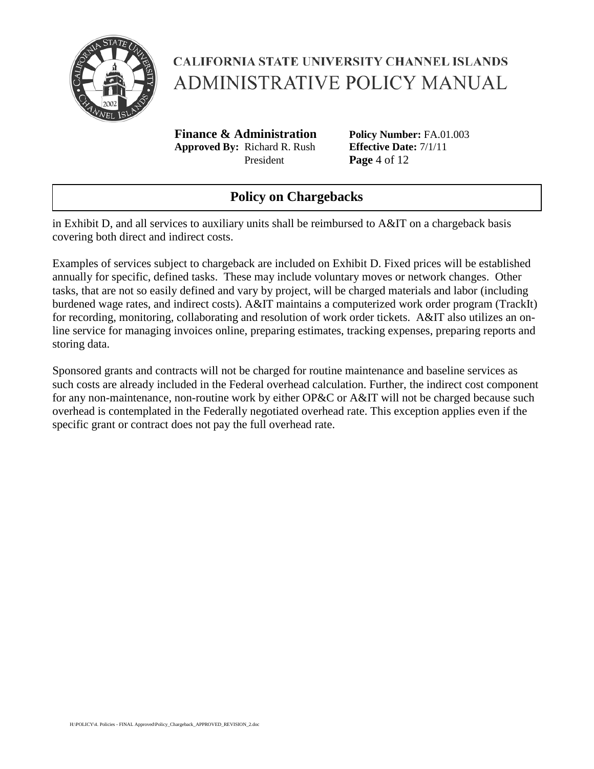in Exhibit D, and all services to auxiliary units shall be reimbursed to A&IT on a chargeback basis covering both direct and indirect costs.

Examples of services subject to chargeback are included on Exhibit D. Fixed prices will be established annually for specific, defined tasks. These may include voluntary moves or network changes. Other tasks, that are not so easily defined and vary by project, will be charged materials and labor (including burdened wage rates, and indirect costs). A&IT maintains a computerized work order program (TrackIt) for recording, monitoring, collaborating and resolution of work order tickets. A&IT also utilizes an on-line service for managing invoices online, preparing estimates, tracking expenses, preparing reports and storing data.

Sponsored grants and contracts will not be charged for routine maintenance and baseline services as such costs are already included in the Federal overhead calculation. Further, the indirect cost component for any non-maintenance, non-routine work by either OP&C or A&IT will not be charged because such overhead is contemplated in the Federally negotiated overhead rate. This exception applies even if the specific grant or contract does not pay the full overhead rate.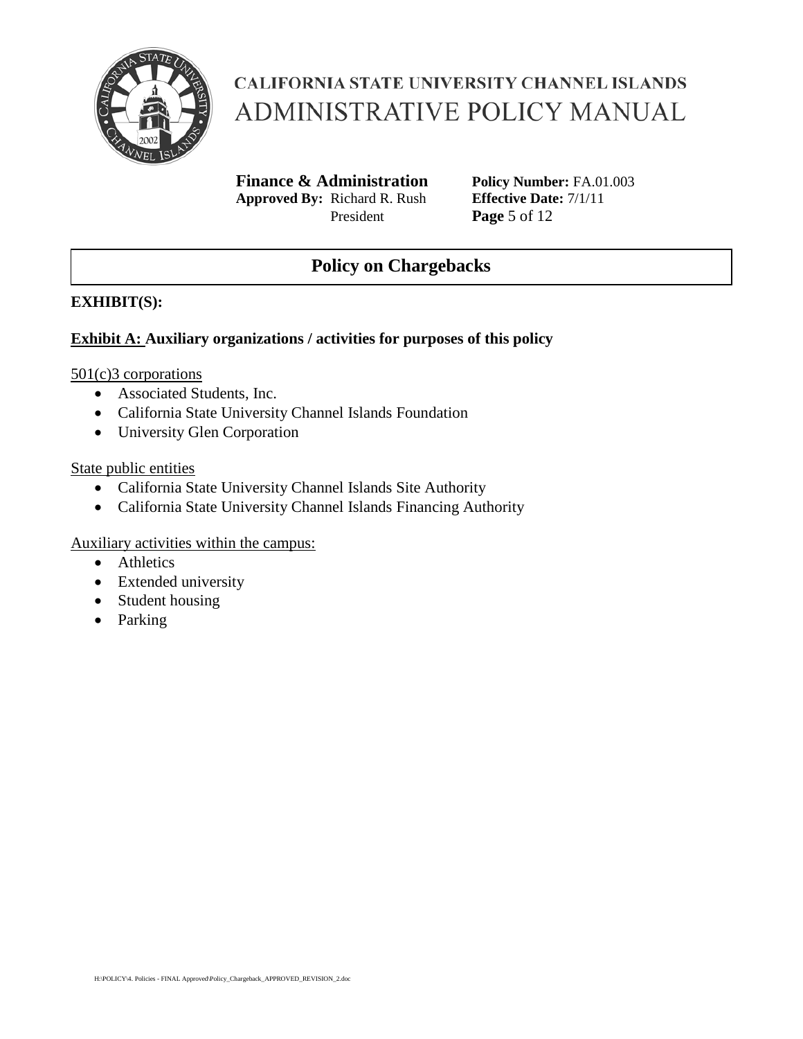**EXHIBIT(S):**

**Exhibit A: Auxiliary organizations / activities for purposes of this policy**

501(c)3 corporations

- Associated Students, Inc.
- California State University Channel Islands Foundation
- University Glen Corporation

State public entities

- California State University Channel Islands Site Authority
- California State University Channel Islands Financing Authority

Auxiliary activities within the campus:

- Athletics
- Extended university
- Student housing
- Parking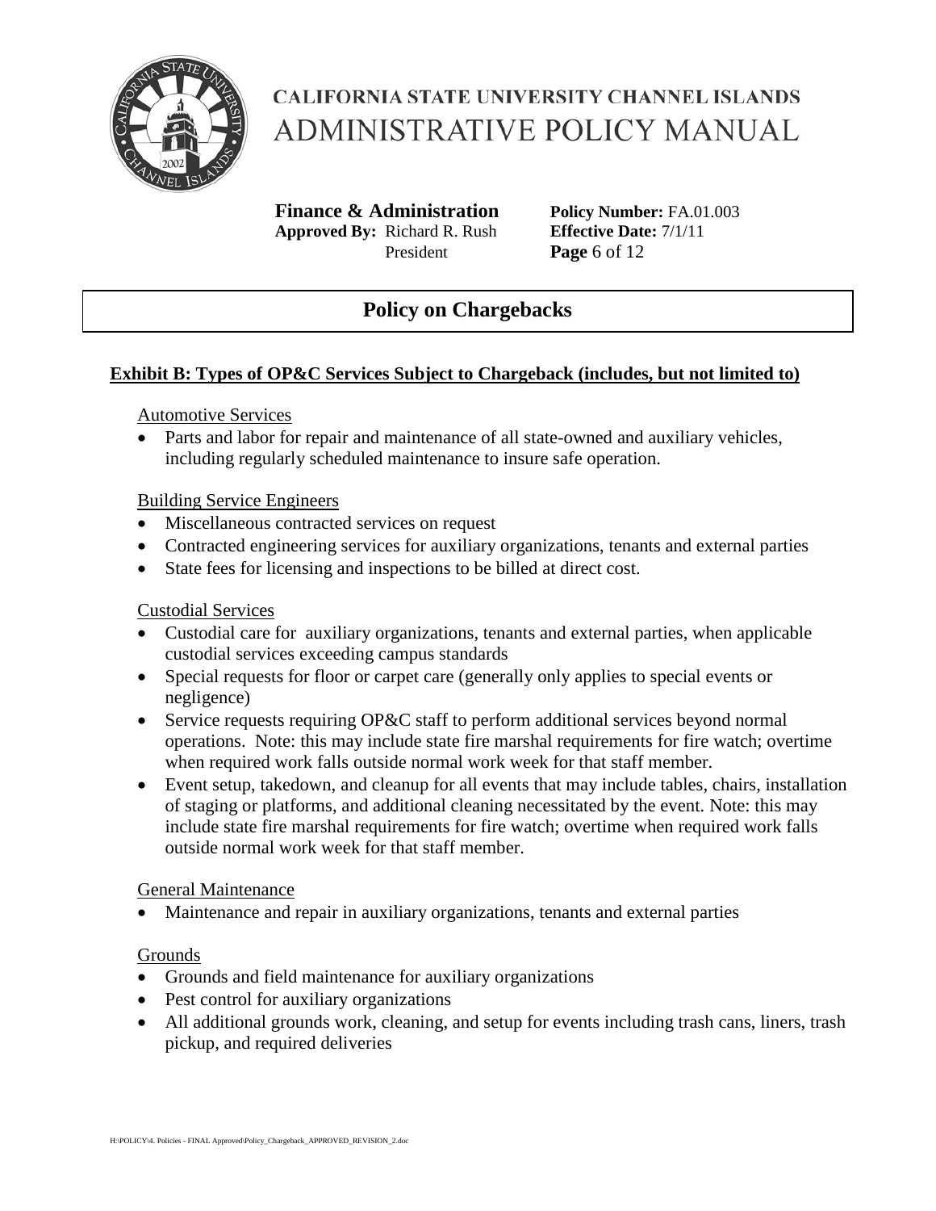## Exhibit B: Types of OP&C Services Subject to Chargeback (includes, but not limited to)

Automotive Services

- Parts and labor for repair and maintenance of all state-owned and auxiliary vehicles, including regularly scheduled maintenance to insure safe operation.

Building Service Engineers

- Miscellaneous contracted services on request
- Contracted engineering services for auxiliary organizations, tenants and external parties
- State fees for licensing and inspections to be billed at direct cost.

Custodial Services

- Custodial care for auxiliary organizations, tenants and external parties, when applicable custodial services exceeding campus standards
- Special requests for floor or carpet care (generally only applies to special events or negligence)
- Service requests requiring OP&C staff to perform additional services beyond normal operations. Note: this may include state fire marshal requirements for fire watch; overtime when required work falls outside normal work week for that staff member.
- Event setup, takedown, and cleanup for all events that may include tables, chairs, installation of staging or platforms, and additional cleaning necessitated by the event. Note: this may include state fire marshal requirements for fire watch; overtime when required work falls outside normal work week for that staff member.

General Maintenance

- Maintenance and repair in auxiliary organizations, tenants and external parties

Grounds

- Grounds and field maintenance for auxiliary organizations
- Pest control for auxiliary organizations
- All additional grounds work, cleaning, and setup for events including trash cans, liners, trash pickup, and required deliveries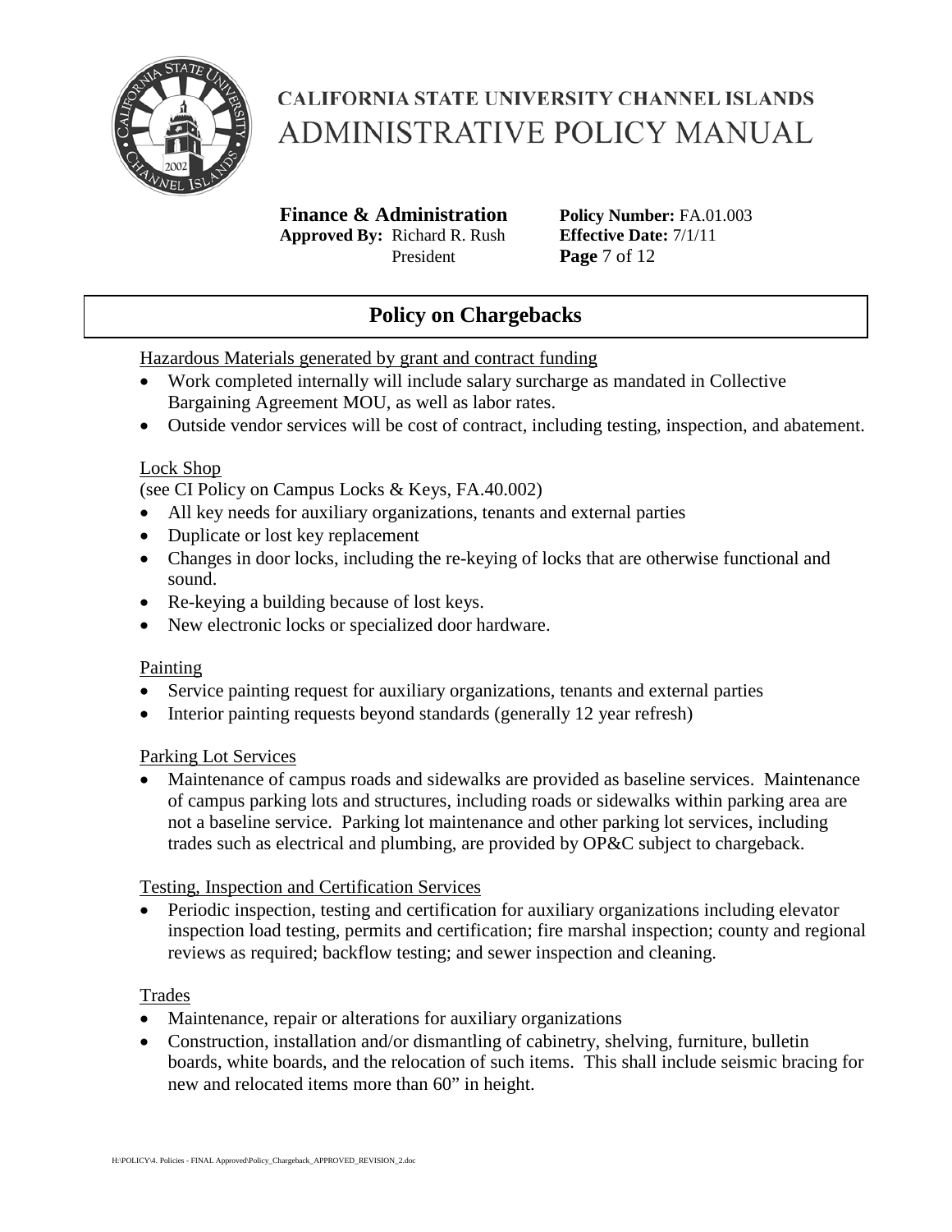Hazardous Materials generated by grant and contract funding

- Work completed internally will include salary surcharge as mandated in Collective Bargaining Agreement MOU, as well as labor rates.
- Outside vendor services will be cost of contract, including testing, inspection, and abatement.

Lock Shop

(see CI Policy on Campus Locks & Keys, FA.40.002)

- All key needs for auxiliary organizations, tenants and external parties
- Duplicate or lost key replacement
- Changes in door locks, including the re-keying of locks that are otherwise functional and sound.
- Re-keying a building because of lost keys.
- New electronic locks or specialized door hardware.

Painting

- Service painting request for auxiliary organizations, tenants and external parties
- Interior painting requests beyond standards (generally 12 year refresh)

Parking Lot Services

- Maintenance of campus roads and sidewalks are provided as baseline services. Maintenance of campus parking lots and structures, including roads or sidewalks within parking area are not a baseline service. Parking lot maintenance and other parking lot services, including trades such as electrical and plumbing, are provided by OP&C subject to chargeback.

Testing, Inspection and Certification Services

- Periodic inspection, testing and certification for auxiliary organizations including elevator inspection load testing, permits and certification; fire marshal inspection; county and regional reviews as required; backflow testing; and sewer inspection and cleaning.

Trades

- Maintenance, repair or alterations for auxiliary organizations
- Construction, installation and/or dismantling of cabinetry, shelving, furniture, bulletin boards, white boards, and the relocation of such items. This shall include seismic bracing for new and relocated items more than 60" in height.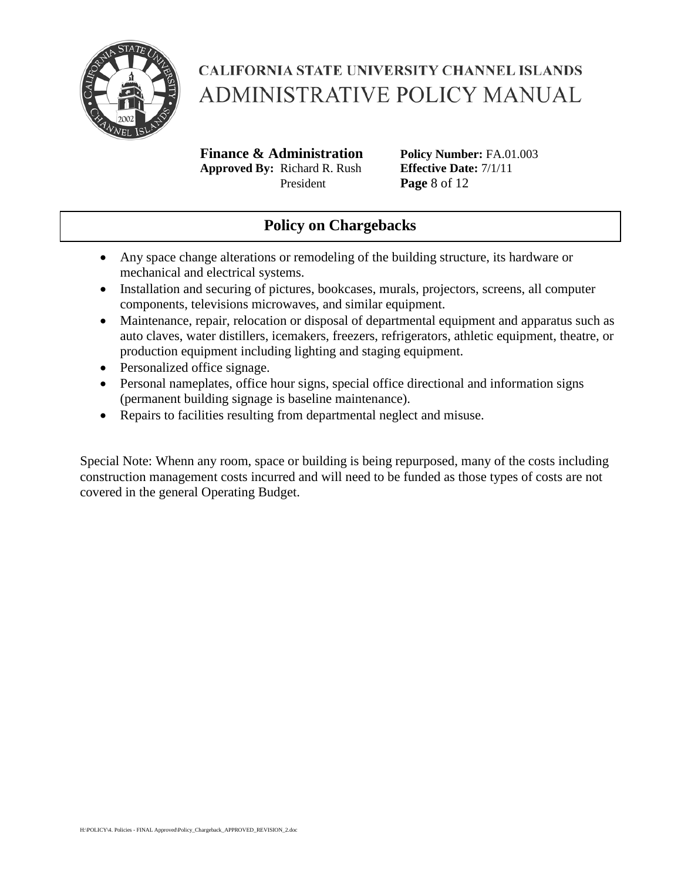- Any space change alterations or remodeling of the building structure, its hardware or mechanical and electrical systems.
- Installation and securing of pictures, bookcases, murals, projectors, screens, all computer components, televisions microwaves, and similar equipment.
- Maintenance, repair, relocation or disposal of departmental equipment and apparatus such as auto claves, water distillers, icemakers, freezers, refrigerators, athletic equipment, theatre, or production equipment including lighting and staging equipment.
- Personalized office signage.
- Personal nameplates, office hour signs, special office directional and information signs (permanent building signage is baseline maintenance).
- Repairs to facilities resulting from departmental neglect and misuse.

Special Note: Whenn any room, space or building is being repurposed, many of the costs including construction management costs incurred and will need to be funded as those types of costs are not covered in the general Operating Budget.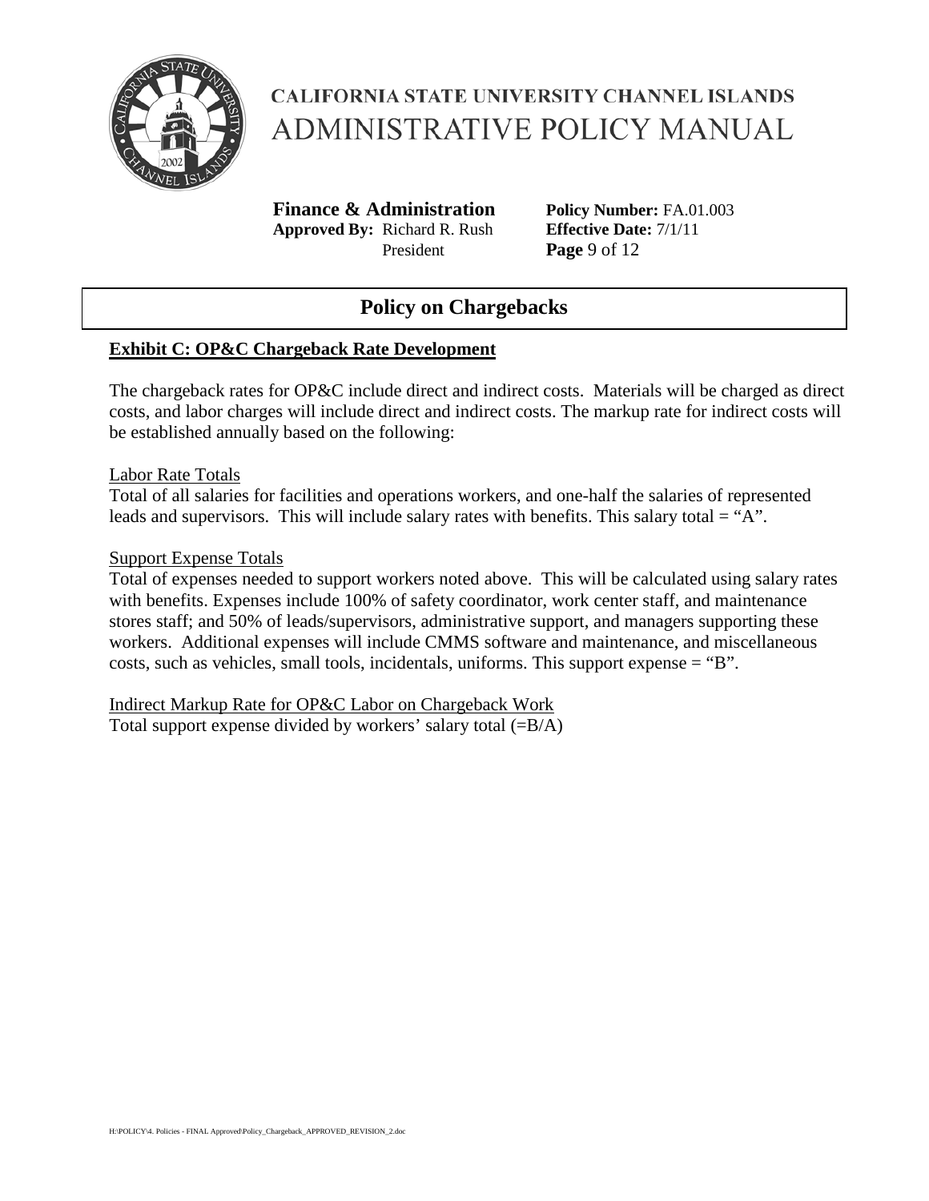## Exhibit C: OP&C Chargeback Rate Development

The chargeback rates for OP&C include direct and indirect costs. Materials will be charged as direct costs, and labor charges will include direct and indirect costs. The markup rate for indirect costs will be established annually based on the following:

Labor Rate Totals
Total of all salaries for facilities and operations workers, and one-half the salaries of represented leads and supervisors. This will include salary rates with benefits. This salary total = "A".

Support Expense Totals
Total of expenses needed to support workers noted above. This will be calculated using salary rates with benefits. Expenses include 100% of safety coordinator, work center staff, and maintenance stores staff; and 50% of leads/supervisors, administrative support, and managers supporting these workers. Additional expenses will include CMMS software and maintenance, and miscellaneous costs, such as vehicles, small tools, incidentals, uniforms. This support expense = "B".

Indirect Markup Rate for OP&C Labor on Chargeback Work
Total support expense divided by workers' salary total (=B/A)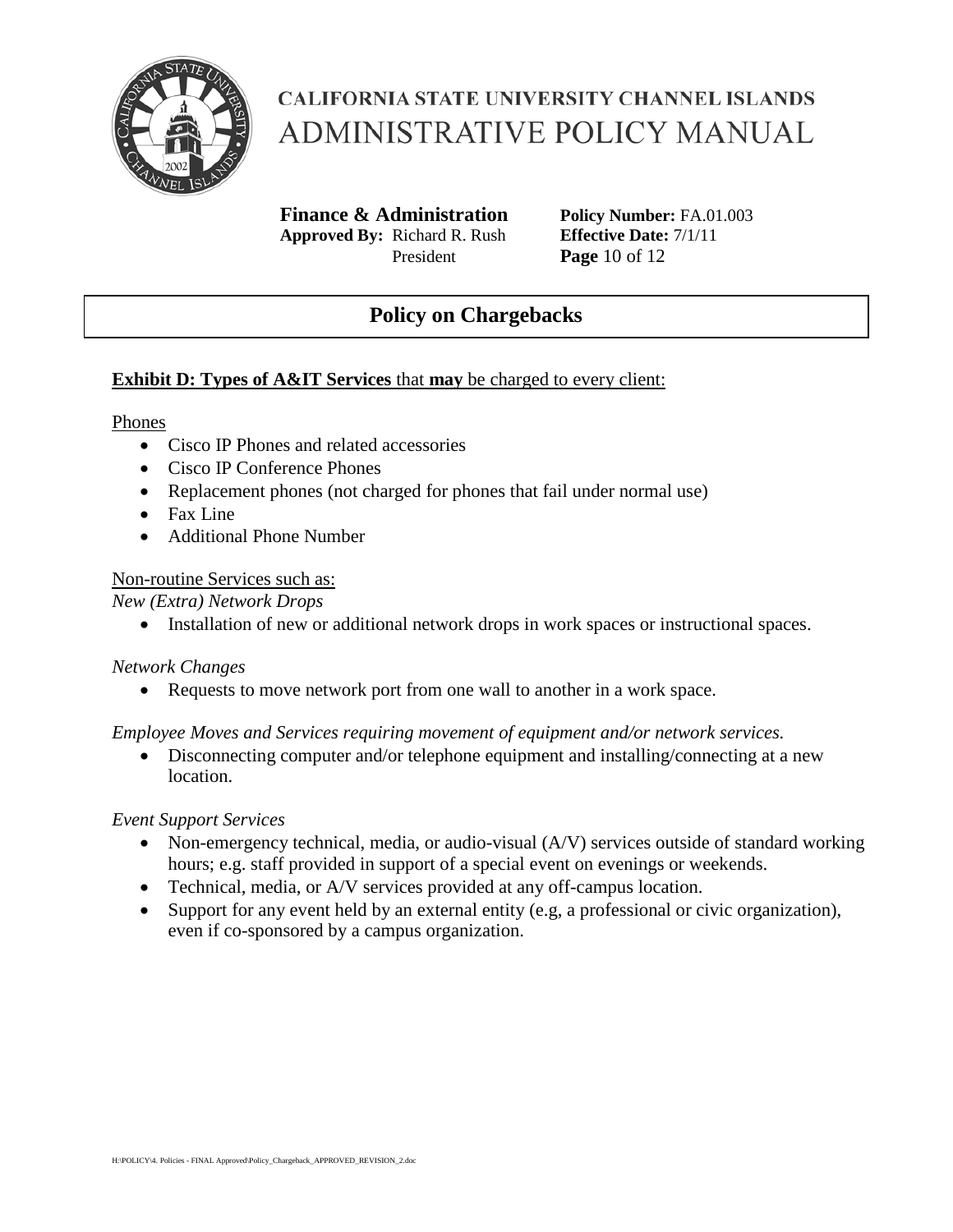# Policy on Chargebacks

**Exhibit D: Types of A&IT Services that may be charged to every client:**

Phones

- Cisco IP Phones and related accessories
- Cisco IP Conference Phones
- Replacement phones (not charged for phones that fail under normal use)
- Fax Line
- Additional Phone Number

Non-routine Services such as:

*New (Extra) Network Drops*

- Installation of new or additional network drops in work spaces or instructional spaces.

*Network Changes*

- Requests to move network port from one wall to another in a work space.

*Employee Moves and Services requiring movement of equipment and/or network services.*

- Disconnecting computer and/or telephone equipment and installing/connecting at a new location.

*Event Support Services*

- Non-emergency technical, media, or audio-visual (A/V) services outside of standard working hours; e.g. staff provided in support of a special event on evenings or weekends.
- Technical, media, or A/V services provided at any off-campus location.
- Support for any event held by an external entity (e.g, a professional or civic organization), even if co-sponsored by a campus organization.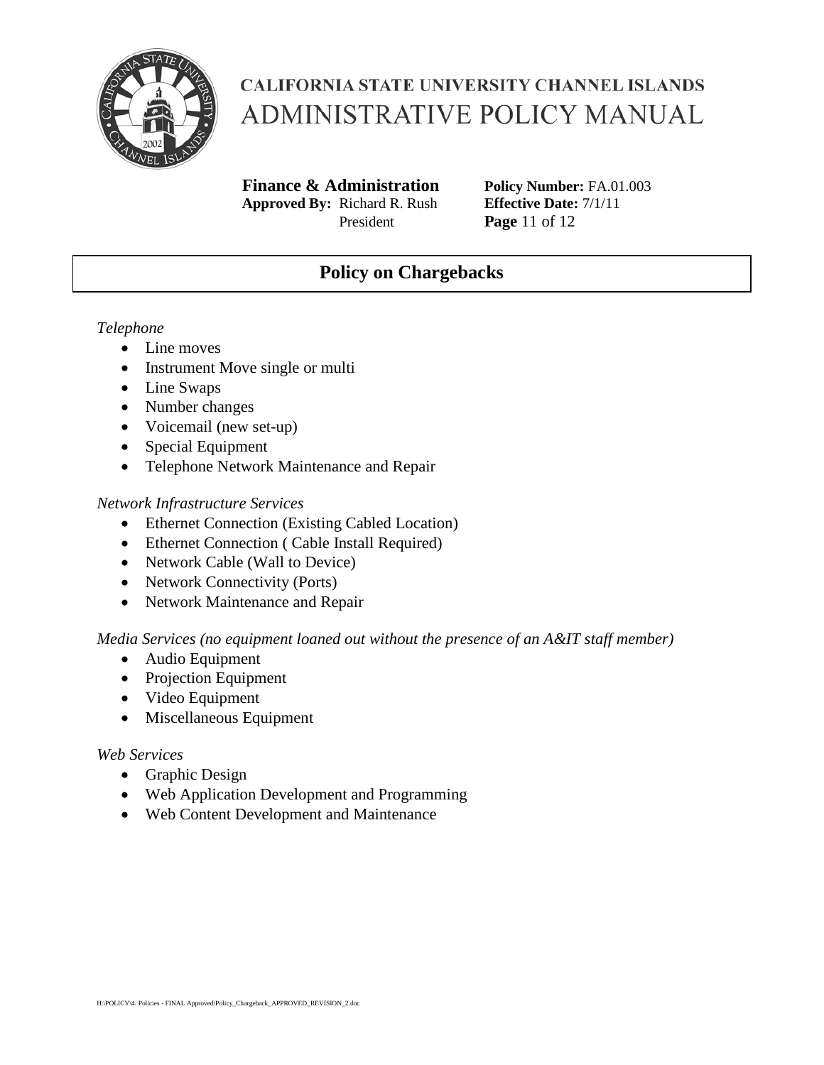*Telephone*

- Line moves
- Instrument Move single or multi
- Line Swaps
- Number changes
- Voicemail (new set-up)
- Special Equipment
- Telephone Network Maintenance and Repair

*Network Infrastructure Services*

- Ethernet Connection (Existing Cabled Location)
- Ethernet Connection ( Cable Install Required)
- Network Cable (Wall to Device)
- Network Connectivity (Ports)
- Network Maintenance and Repair

*Media Services (no equipment loaned out without the presence of an A&IT staff member)*

- Audio Equipment
- Projection Equipment
- Video Equipment
- Miscellaneous Equipment

*Web Services*

- Graphic Design
- Web Application Development and Programming
- Web Content Development and Maintenance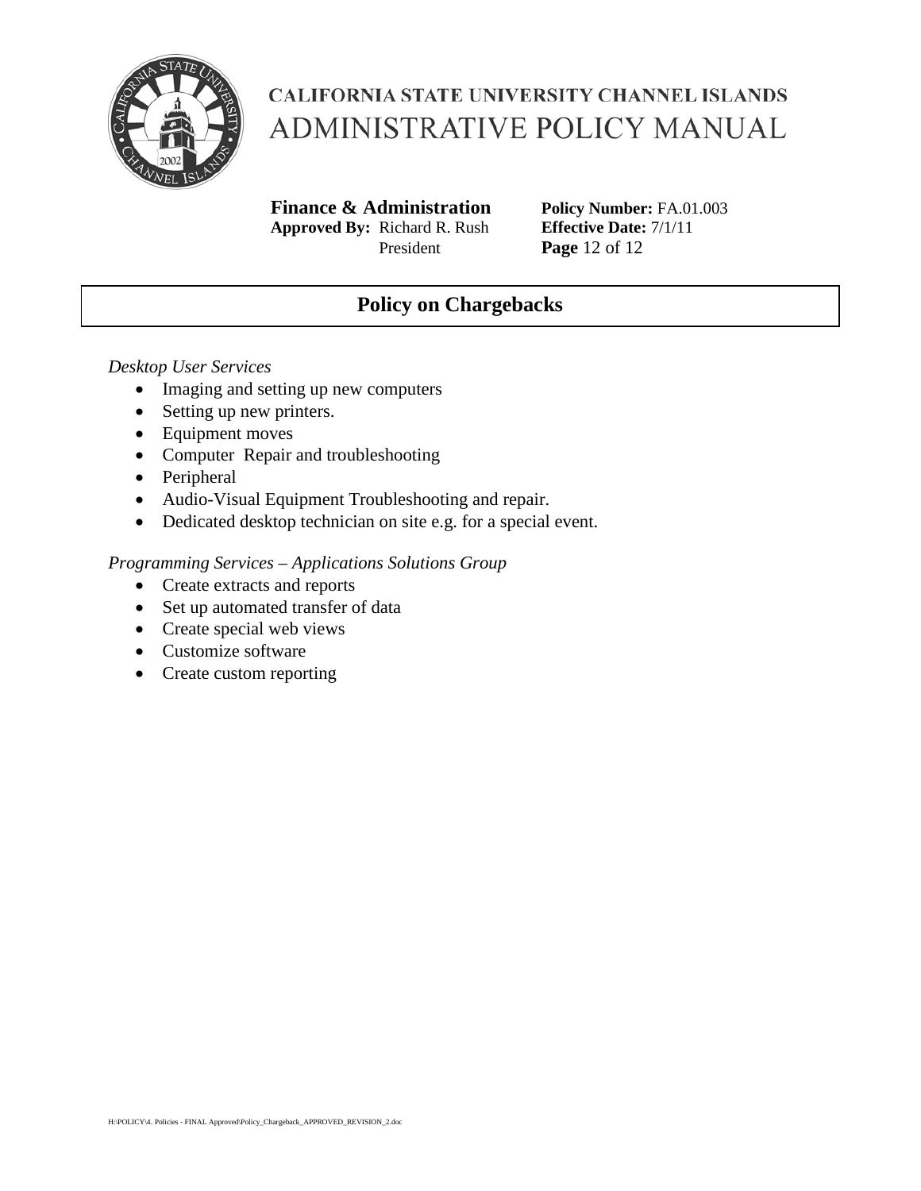*Desktop User Services*

- Imaging and setting up new computers
- Setting up new printers.
- Equipment moves
- Computer Repair and troubleshooting
- Peripheral
- Audio-Visual Equipment Troubleshooting and repair.
- Dedicated desktop technician on site e.g. for a special event.

*Programming Services – Applications Solutions Group*

- Create extracts and reports
- Set up automated transfer of data
- Create special web views
- Customize software
- Create custom reporting